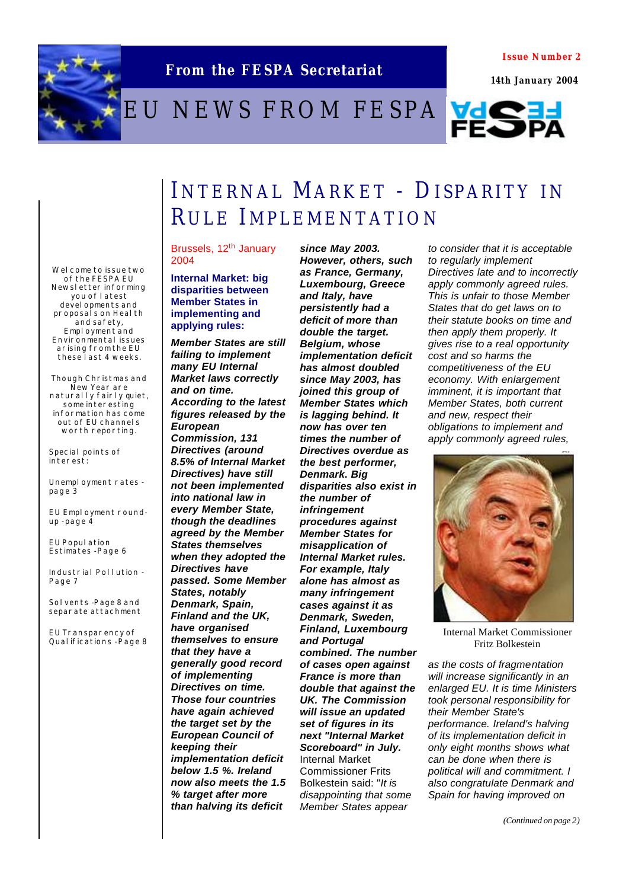**From the FESPA Secretariat**

**Issue Number 2**

**14th January 2004**

# EU NEWS FROM FESPA

Welcome to issue two of the FESPA EU Newsletter informing you of latest developments and proposals on Health and safety, Employment and Environmental issues arising from the EU these last 4 weeks.

Though Christmas and New Year are naturally fairly quiet, some interesting information has come out of EU channels worth reporting.

Special points of interest:

- Unemployment rates - page 3
- EU Employment round-up - page 4
- EU Population Estimates - Page 6
- Industrial Pollution - Page 7
- Solvents - Page 8 and separate attachment
- EU Transparency of Qualifications - Page 8

## INTERNAL MARKET - DISPARITY IN RULE IMPLEMENTATION

Brussels, 12th January 2004

**Internal Market: big disparities between Member States in implementing and applying rules:**

***Member States are still failing to implement many EU Internal Market laws correctly and on time. According to the latest figures released by the European Commission, 131 Directives (around 8.5% of Internal Market Directives) have still not been implemented into national law in every Member State, though the deadlines agreed by the Member States themselves when they adopted the Directives have passed. Some Member States, notably Denmark, Spain, Finland and the UK, have organised themselves to ensure that they have a generally good record of implementing Directives on time. Those four countries have again achieved the target set by the European Council of keeping their implementation deficit below 1.5 %. Ireland now also meets the 1.5 % target after more than halving its deficit since May 2003. However, others, such as France, Germany, Luxembourg, Greece and Italy, have persistently had a deficit of more than double the target. Belgium, whose implementation deficit has almost doubled since May 2003, has joined this group of Member States which is lagging behind. It now has over ten times the number of Directives overdue as the best performer, Denmark. Big disparities also exist in the number of infringement procedures against Member States for misapplication of Internal Market rules. For example, Italy alone has almost as many infringement cases against it as Denmark, Sweden, Finland, Luxembourg and Portugal combined. The number of cases open against France is more than double that against the UK. The Commission will issue an updated set of figures in its next "Internal Market Scoreboard" in July.***

Internal Market Commissioner Frits Bolkestein said: "*It is disappointing that some Member States appear to consider that it is acceptable to regularly implement Directives late and to incorrectly apply commonly agreed rules. This is unfair to those Member States that do get laws on to their statute books on time and then apply them properly. It gives rise to a real opportunity cost and so harms the competitiveness of the EU economy. With enlargement imminent, it is important that Member States, both current and new, respect their obligations to implement and apply commonly agreed rules,*

Internal Market Commissioner Fritz Bolkestein

*as the costs of fragmentation will increase significantly in an enlarged EU. It is time Ministers took personal responsibility for their Member State's performance. Ireland's halving of its implementation deficit in only eight months shows what can be done when there is political will and commitment. I also congratulate Denmark and Spain for having improved on*

*(Continued on page 2)*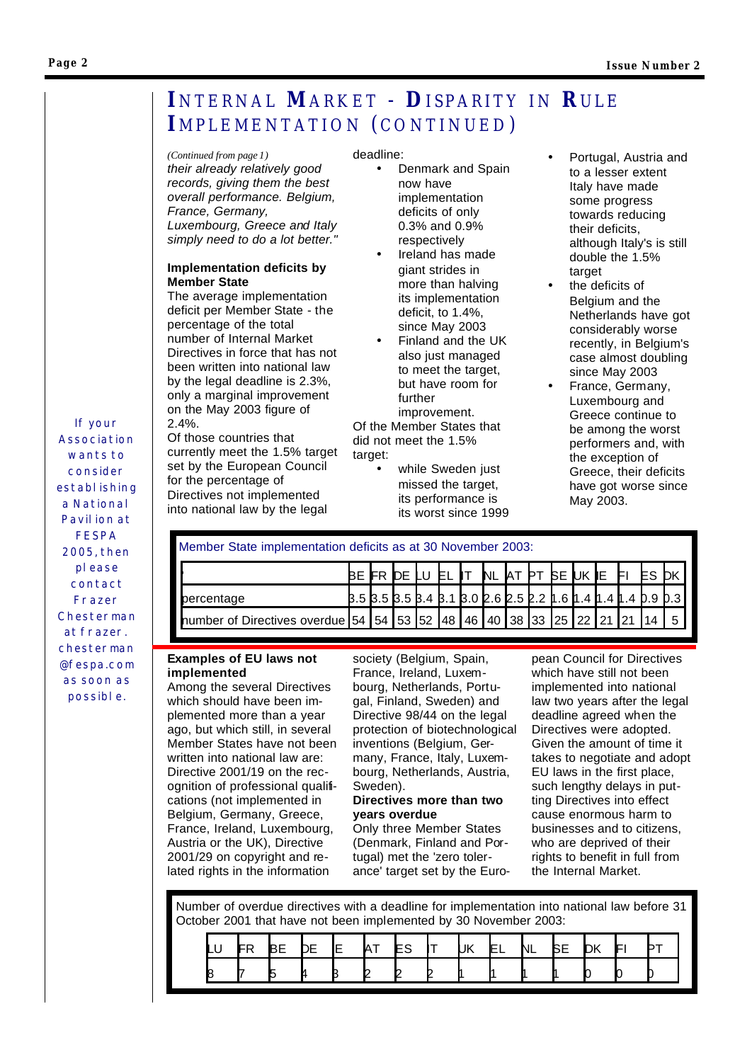# INTERNAL MARKET - DISPARITY IN RULE IMPLEMENTATION (CONTINUED)

*(Continued from page 1)*

*their already relatively good records, giving them the best overall performance. Belgium, France, Germany, Luxembourg, Greece and Italy simply need to do a lot better."*

**Implementation deficits by Member State**

The average implementation deficit per Member State - the percentage of the total number of Internal Market Directives in force that has not been written into national law by the legal deadline is 2.3%, only a marginal improvement on the May 2003 figure of 2.4%.

Of those countries that currently meet the 1.5% target set by the European Council for the percentage of Directives not implemented into national law by the legal deadline:

- Denmark and Spain now have implementation deficits of only 0.3% and 0.9% respectively
- Ireland has made giant strides in more than halving its implementation deficit, to 1.4%, since May 2003
- Finland and the UK also just managed to meet the target, but have room for further improvement.

Of the Member States that did not meet the 1.5% target:

- while Sweden just missed the target, its performance is its worst since 1999
- Portugal, Austria and to a lesser extent Italy have made some progress towards reducing their deficits, although Italy's is still double the 1.5% target
- the deficits of Belgium and the Netherlands have got considerably worse recently, in Belgium's case almost doubling since May 2003
- France, Germany, Luxembourg and Greece continue to be among the worst performers and, with the exception of Greece, their deficits have got worse since May 2003.

Member State implementation deficits as at 30 November 2003:

| | BE | FR | DE | LU | EL | IT | NL | AT | PT | SE | UK | IE | FI | ES | DK |
|---|---|---|---|---|---|---|---|---|---|---|---|---|---|---|---|
| percentage | 3.5 | 3.5 | 3.5 | 3.4 | 3.1 | 3.0 | 2.6 | 2.5 | 2.2 | 1.6 | 1.4 | 1.4 | 1.4 | 0.9 | 0.3 |
| number of Directives overdue | 54 | 54 | 53 | 52 | 48 | 46 | 40 | 38 | 33 | 25 | 22 | 21 | 21 | 14 | 5 |

**Examples of EU laws not implemented**

Among the several Directives which should have been implemented more than a year ago, but which still, in several Member States have not been written into national law are: Directive 2001/19 on the recognition of professional qualifications (not implemented in Belgium, Germany, Greece, France, Ireland, Luxembourg, Austria or the UK), Directive 2001/29 on copyright and related rights in the information society (Belgium, Spain, France, Ireland, Luxembourg, Netherlands, Portugal, Finland, Sweden) and Directive 98/44 on the legal protection of biotechnological inventions (Belgium, Germany, France, Italy, Luxembourg, Netherlands, Austria, Sweden).

**Directives more than two years overdue**

Only three Member States (Denmark, Finland and Portugal) met the 'zero tolerance' target set by the European Council for Directives which have still not been implemented into national law two years after the legal deadline agreed when the Directives were adopted. Given the amount of time it takes to negotiate and adopt EU laws in the first place, such lengthy delays in putting Directives into effect cause enormous harm to businesses and to citizens, who are deprived of their rights to benefit in full from the Internal Market.

Number of overdue directives with a deadline for implementation into national law before 31 October 2001 that have not been implemented by 30 November 2003:

| LU | FR | BE | DE | IE | AT | ES | IT | UK | EL | NL | SE | DK | FI | PT |
|---|---|---|---|---|---|---|---|---|---|---|---|---|---|---|
| 8 | 7 | 5 | 4 | 3 | 2 | 2 | 2 | 1 | 1 | 1 | 1 | 0 | 0 | 0 |

If your Association wants to consider establishing a National Pavilion at FESPA 2005, then please contact Frazer Chesterman at frazer.chesterman@fespa.com as soon as possible.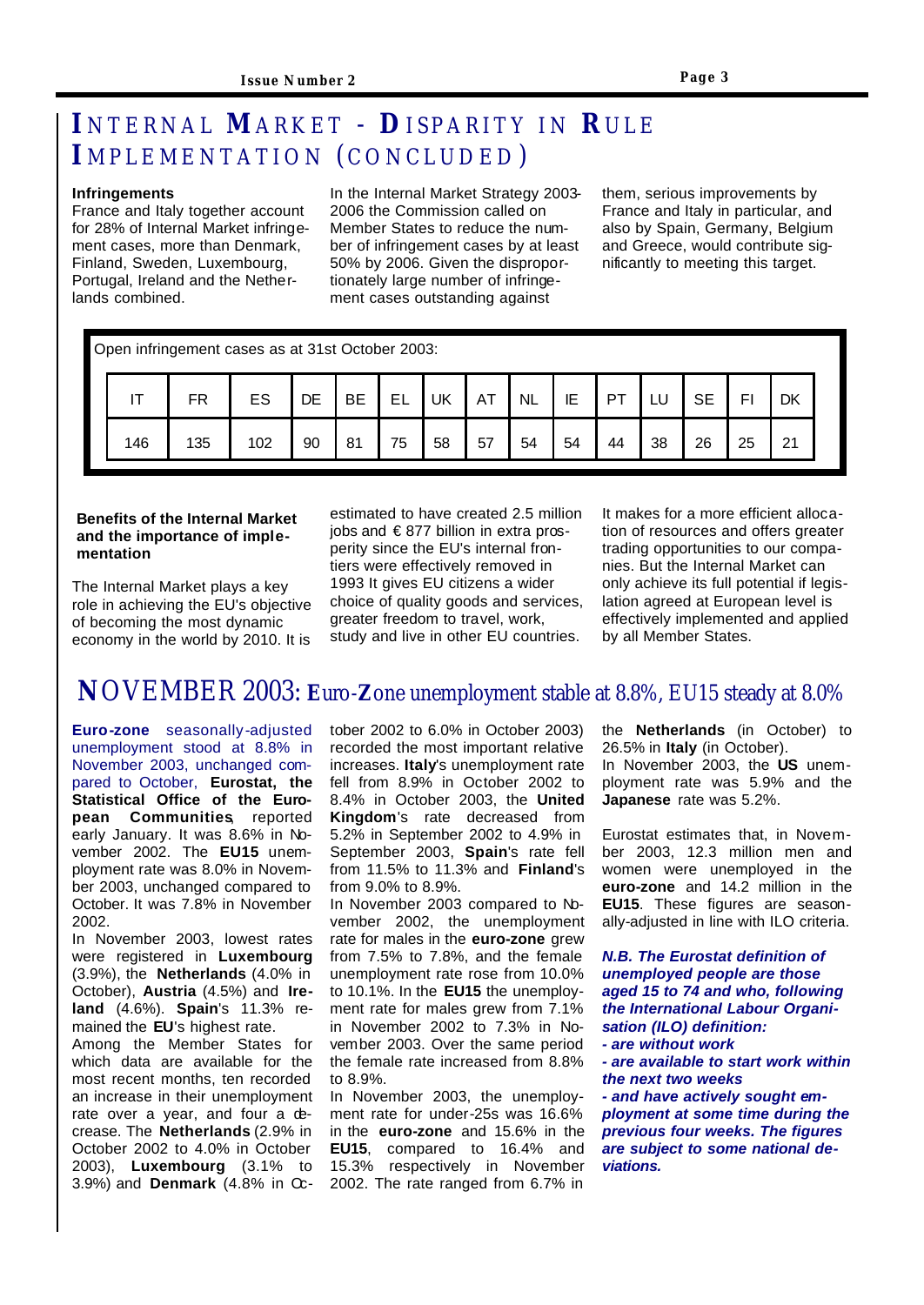# INTERNAL MARKET - DISPARITY IN RULE IMPLEMENTATION (CONCLUDED)

**Infringements**

France and Italy together account for 28% of Internal Market infringement cases, more than Denmark, Finland, Sweden, Luxembourg, Portugal, Ireland and the Netherlands combined.

In the Internal Market Strategy 2003-2006 the Commission called on Member States to reduce the number of infringement cases by at least 50% by 2006. Given the disproportionately large number of infringement cases outstanding against them, serious improvements by France and Italy in particular, and also by Spain, Germany, Belgium and Greece, would contribute significantly to meeting this target.

Open infringement cases as at 31st October 2003:

| IT | FR | ES | DE | BE | EL | UK | AT | NL | IE | PT | LU | SE | FI | DK |
|---|---|---|---|---|---|---|---|---|---|---|---|---|---|---|
| 146 | 135 | 102 | 90 | 81 | 75 | 58 | 57 | 54 | 54 | 44 | 38 | 26 | 25 | 21 |

**Benefits of the Internal Market and the importance of implementation**

The Internal Market plays a key role in achieving the EU's objective of becoming the most dynamic economy in the world by 2010. It is estimated to have created 2.5 million jobs and € 877 billion in extra prosperity since the EU's internal frontiers were effectively removed in 1993 It gives EU citizens a wider choice of quality goods and services, greater freedom to travel, work, study and live in other EU countries. It makes for a more efficient allocation of resources and offers greater trading opportunities to our companies. But the Internal Market can only achieve its full potential if legislation agreed at European level is effectively implemented and applied by all Member States.

# NOVEMBER 2003: Euro-Zone unemployment stable at 8.8%, EU15 steady at 8.0%

**Euro-zone** seasonally-adjusted unemployment stood at 8.8% in November 2003, unchanged compared to October, **Eurostat, the Statistical Office of the European Communities**, reported early January. It was 8.6% in November 2002. The **EU15** unemployment rate was 8.0% in November 2003, unchanged compared to October. It was 7.8% in November 2002.

In November 2003, lowest rates were registered in **Luxembourg** (3.9%), the **Netherlands** (4.0% in October), **Austria** (4.5%) and **Ireland** (4.6%). **Spain**'s 11.3% remained the **EU**'s highest rate.

Among the Member States for which data are available for the most recent months, ten recorded an increase in their unemployment rate over a year, and four a decrease. The **Netherlands** (2.9% in October 2002 to 4.0% in October 2003), **Luxembourg** (3.1% to 3.9%) and **Denmark** (4.8% in October 2002 to 6.0% in October 2003) recorded the most important relative increases. **Italy**'s unemployment rate fell from 8.9% in October 2002 to 8.4% in October 2003, the **United Kingdom**'s rate decreased from 5.2% in September 2002 to 4.9% in September 2003, **Spain**'s rate fell from 11.5% to 11.3% and **Finland**'s from 9.0% to 8.9%.

In November 2003 compared to November 2002, the unemployment rate for males in the **euro-zone** grew from 7.5% to 7.8%, and the female unemployment rate rose from 10.0% to 10.1%. In the **EU15** the unemployment rate for males grew from 7.1% in November 2002 to 7.3% in November 2003. Over the same period the female rate increased from 8.8% to 8.9%.

In November 2003, the unemployment rate for under-25s was 16.6% in the **euro-zone** and 15.6% in the **EU15**, compared to 16.4% and 15.3% respectively in November 2002. The rate ranged from 6.7% in the **Netherlands** (in October) to 26.5% in **Italy** (in October).

In November 2003, the **US** unemployment rate was 5.9% and the **Japanese** rate was 5.2%.

Eurostat estimates that, in November 2003, 12.3 million men and women were unemployed in the **euro-zone** and 14.2 million in the **EU15**. These figures are seasonally-adjusted in line with ILO criteria.

***N.B. The Eurostat definition of unemployed people are those aged 15 to 74 and who, following the International Labour Organisation (ILO) definition:***

***- are without work***

***- are available to start work within the next two weeks***

***- and have actively sought employment at some time during the previous four weeks. The figures are subject to some national deviations.***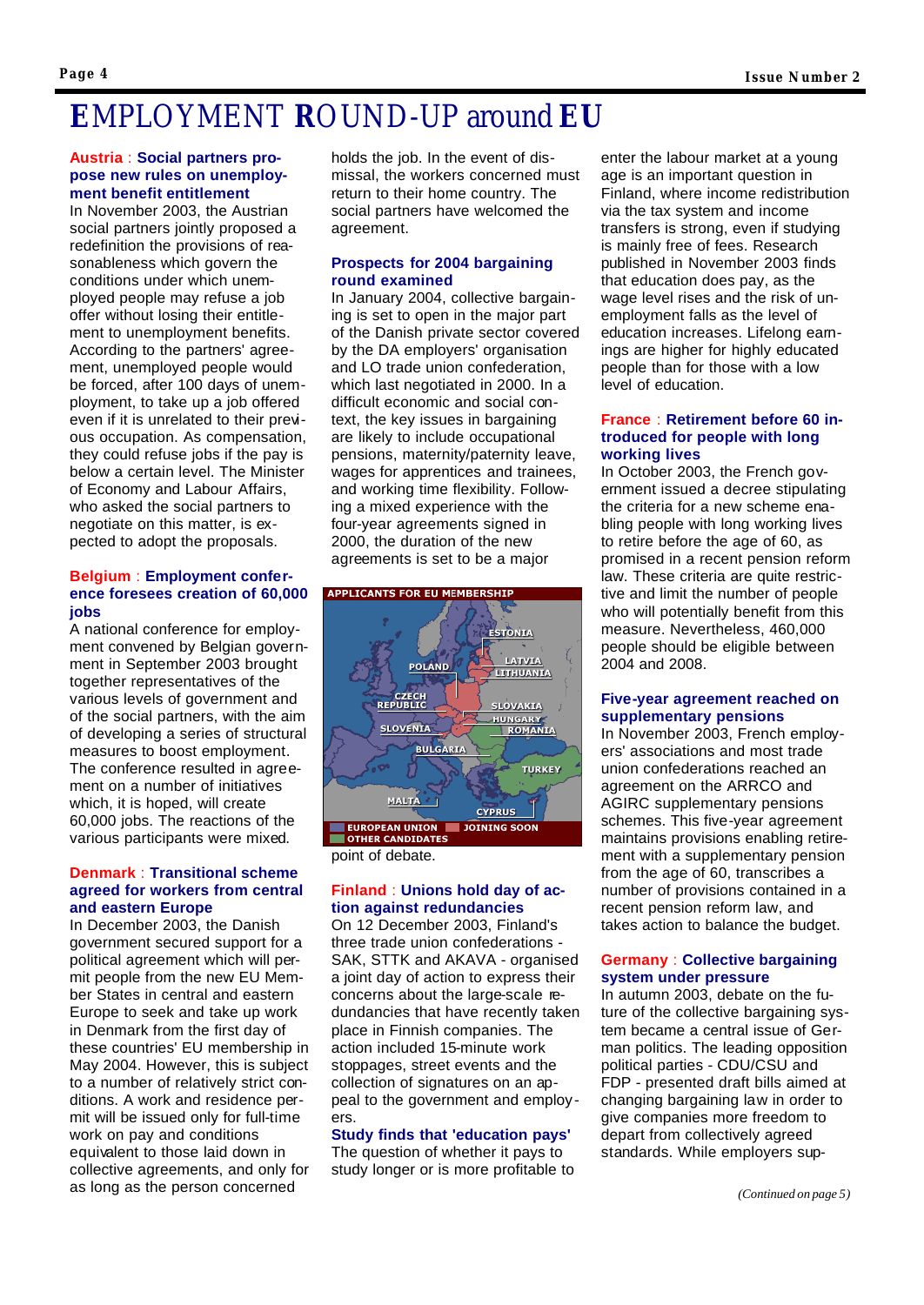# EMPLOYMENT ROUND-UP around EU

### Austria : Social partners propose new rules on unemployment benefit entitlement

In November 2003, the Austrian social partners jointly proposed a redefinition the provisions of reasonableness which govern the conditions under which unemployed people may refuse a job offer without losing their entitlement to unemployment benefits. According to the partners' agreement, unemployed people would be forced, after 100 days of unemployment, to take up a job offered even if it is unrelated to their previous occupation. As compensation, they could refuse jobs if the pay is below a certain level. The Minister of Economy and Labour Affairs, who asked the social partners to negotiate on this matter, is expected to adopt the proposals.

### Belgium : Employment conference foresees creation of 60,000 jobs

A national conference for employment convened by Belgian government in September 2003 brought together representatives of the various levels of government and of the social partners, with the aim of developing a series of structural measures to boost employment. The conference resulted in agreement on a number of initiatives which, it is hoped, will create 60,000 jobs. The reactions of the various participants were mixed.

### Denmark : Transitional scheme agreed for workers from central and eastern Europe

In December 2003, the Danish government secured support for a political agreement which will permit people from the new EU Member States in central and eastern Europe to seek and take up work in Denmark from the first day of these countries' EU membership in May 2004. However, this is subject to a number of relatively strict conditions. A work and residence permit will be issued only for full-time work on pay and conditions equivalent to those laid down in collective agreements, and only for as long as the person concerned holds the job. In the event of dismissal, the workers concerned must return to their home country. The social partners have welcomed the agreement.

### Prospects for 2004 bargaining round examined

In January 2004, collective bargaining is set to open in the major part of the Danish private sector covered by the DA employers' organisation and LO trade union confederation, which last negotiated in 2000. In a difficult economic and social context, the key issues in bargaining are likely to include occupational pensions, maternity/paternity leave, wages for apprentices and trainees, and working time flexibility. Following a mixed experience with the four-year agreements signed in 2000, the duration of the agreements is set to be a major point of debate.

### Finland : Unions hold day of action against redundancies

On 12 December 2003, Finland's three trade union confederations - SAK, STTK and AKAVA - organised a joint day of action to express their concerns about the large-scale redundancies that have recently taken place in Finnish companies. The action included 15-minute work stoppages, street events and the collection of signatures on an appeal to the government and employers.

### Study finds that 'education pays'

The question of whether it pays to study longer or is more profitable to enter the labour market at a young age is an important question in Finland, where income redistribution via the tax system and income transfers is strong, even if studying is mainly free of fees. Research published in November 2003 finds that education does pay, as the wage level rises and the risk of unemployment falls as the level of education increases. Lifelong earnings are higher for highly educated people than for those with a low level of education.

### France : Retirement before 60 introduced for people with long working lives

In October 2003, the French government issued a decree stipulating the criteria for a new scheme enabling people with long working lives to retire before the age of 60, as promised in a recent pension reform law. These criteria are quite restrictive and limit the number of people who will potentially benefit from this measure. Nevertheless, 460,000 people should be eligible between 2004 and 2008.

### Five-year agreement reached on supplementary pensions

In November 2003, French employers' associations and most trade union confederations reached an agreement on the ARRCO and AGIRC supplementary pensions schemes. This five-year agreement maintains provisions enabling retirement with a supplementary pension from the age of 60, transcribes a number of provisions contained in a recent pension reform law, and takes action to balance the budget.

### Germany : Collective bargaining system under pressure

In autumn 2003, debate on the future of the collective bargaining system became a central issue of German politics. The leading opposition political parties - CDU/CSU and FDP - presented draft bills aimed at changing bargaining law in order to give companies more freedom to depart from collectively agreed standards. While employers sup-

*(Continued on page 5)*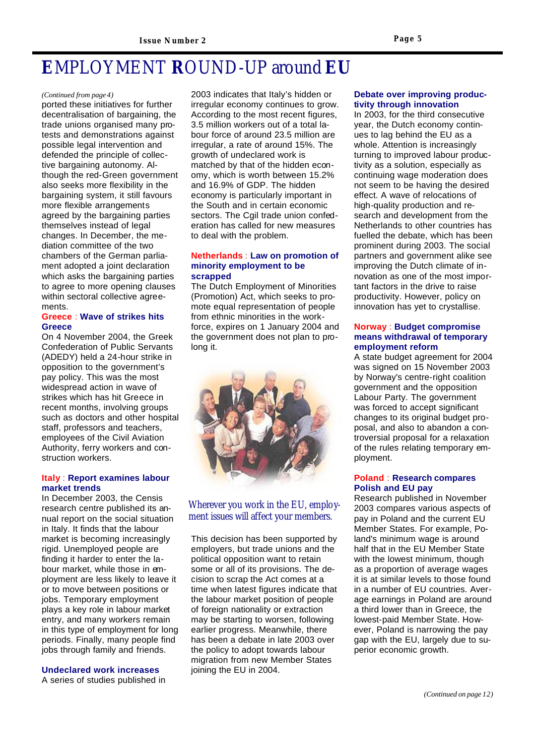# EMPLOYMENT ROUND-UP around EU

*(Continued from page 4)*

ported these initiatives for further decentralisation of bargaining, the trade unions organised many protests and demonstrations against possible legal intervention and defended the principle of collective bargaining autonomy. Although the red-Green government also seeks more flexibility in the bargaining system, it still favours more flexible arrangements agreed by the bargaining parties themselves instead of legal changes. In December, the mediation committee of the two chambers of the German parliament adopted a joint declaration which asks the bargaining parties to agree to more opening clauses within sectoral collective agreements.

### Greece : Wave of strikes hits Greece

On 4 November 2004, the Greek Confederation of Public Servants (ADEDY) held a 24-hour strike in opposition to the government's pay policy. This was the most widespread action in wave of strikes which has hit Greece in recent months, involving groups such as doctors and other hospital staff, professors and teachers, employees of the Civil Aviation Authority, ferry workers and construction workers.

### Italy : Report examines labour market trends

In December 2003, the Censis research centre published its annual report on the social situation in Italy. It finds that the labour market is becoming increasingly rigid. Unemployed people are finding it harder to enter the labour market, while those in employment are less likely to leave it or to move between positions or jobs. Temporary employment plays a key role in labour market entry, and many workers remain in this type of employment for long periods. Finally, many people find jobs through family and friends.

### Undeclared work increases

A series of studies published in 2003 indicates that Italy's hidden or irregular economy continues to grow. According to the most recent figures, 3.5 million workers out of a total labour force of around 23.5 million are irregular, a rate of around 15%. The growth of undeclared work is matched by that of the hidden economy, which is worth between 15.2% and 16.9% of GDP. The hidden economy is particularly important in the South and in certain economic sectors. The Cgil trade union confederation has called for new measures to deal with the problem.

### Netherlands : Law on promotion of minority employment to be scrapped

The Dutch Employment of Minorities (Promotion) Act, which seeks to promote equal representation of people from ethnic minorities in the workforce, expires on 1 January 2004 and the government does not plan to prolong it.

*Wherever you work in the EU, employment issues will affect your members.*

This decision has been supported by employers, but trade unions and the political opposition want to retain some or all of its provisions. The decision to scrap the Act comes at a time when latest figures indicate that the labour market position of people of foreign nationality or extraction may be starting to worsen, following earlier progress. Meanwhile, there has been a debate in late 2003 over the policy to adopt towards labour migration from new Member States joining the EU in 2004.

### Debate over improving productivity through innovation

In 2003, for the third consecutive year, the Dutch economy continues to lag behind the EU as a whole. Attention is increasingly turning to improved labour productivity as a solution, especially as continuing wage moderation does not seem to be having the desired effect. A wave of relocations of high-quality production and research and development from the Netherlands to other countries has fuelled the debate, which has been prominent during 2003. The social partners and government alike see improving the Dutch climate of innovation as one of the most important factors in the drive to raise productivity. However, policy on innovation has yet to crystallise.

### Norway : Budget compromise means withdrawal of temporary employment reform

A state budget agreement for 2004 was signed on 15 November 2003 by Norway's centre-right coalition government and the opposition Labour Party. The government was forced to accept significant changes to its original budget proposal, and also to abandon a controversial proposal for a relaxation of the rules relating temporary employment.

### Poland : Research compares Polish and EU pay

Research published in November 2003 compares various aspects of pay in Poland and the current EU Member States. For example, Poland's minimum wage is around half that in the EU Member State with the lowest minimum, though as a proportion of average wages it is at similar levels to those found in a number of EU countries. Average earnings in Poland are around a third lower than in Greece, the lowest-paid Member State. However, Poland is narrowing the pay gap with the EU, largely due to superior economic growth.

*(Continued on page 12)*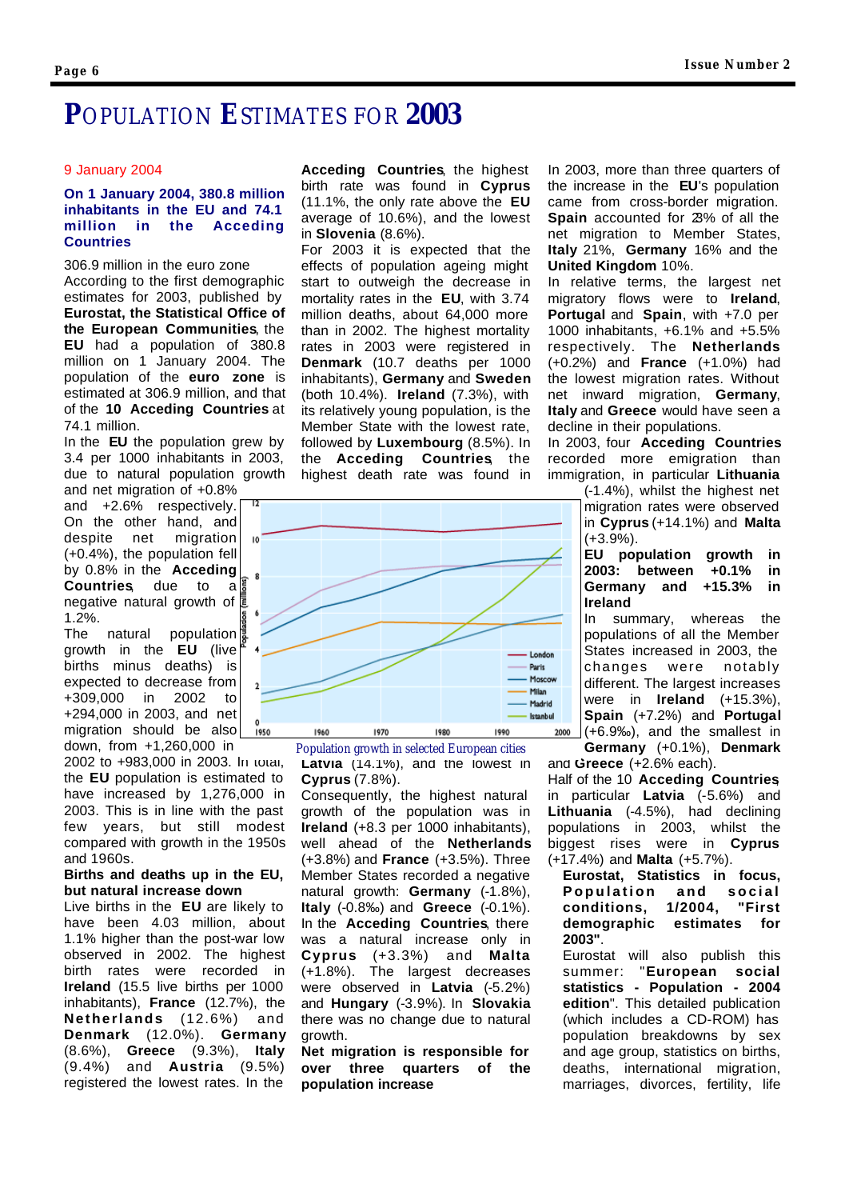# POPULATION ESTIMATES FOR 2003

9 January 2004

**On 1 January 2004, 380.8 million inhabitants in the EU and 74.1 million in the Acceding Countries**

306.9 million in the euro zone

According to the first demographic estimates for 2003, published by **Eurostat, the Statistical Office of the European Communities**, the **EU** had a population of 380.8 million on 1 January 2004. The population of the **euro zone** is estimated at 306.9 million, and that of the **10 Acceding Countries** at 74.1 million.

In the **EU** the population grew by 3.4 per 1000 inhabitants in 2003, due to natural population growth and net migration of +0.8% and +2.6% respectively. On the other hand, and despite net migration (+0.4%), the population fell by 0.8% in the **Acceding Countries**, due to a negative natural growth of 1.2%.

The natural population growth in the **EU** (live births minus deaths) is expected to decrease from +309,000 in 2002 to +294,000 in 2003, and net migration should be also down, from +1,260,000 in 2002 to +983,000 in 2003. In total, the **EU** population is estimated to have increased by 1,276,000 in 2003. This is in line with the past few years, but still modest compared with growth in the 1950s and 1960s.

**Births and deaths up in the EU, but natural increase down**

Live births in the **EU** are likely to have been 4.03 million, about 1.1% higher than the post-war low observed in 2002. The highest birth rates were recorded in **Ireland** (15.5 live births per 1000 inhabitants), **France** (12.7%), the **Netherlands** (12.6%) and **Denmark** (12.0%). **Germany** (8.6%), **Greece** (9.3%), **Italy** (9.4%) and **Austria** (9.5%) registered the lowest rates. In the **Acceding Countries**, the highest birth rate was found in **Cyprus** (11.1%, the only rate above the **EU** average of 10.6%), and the lowest in **Slovenia** (8.6%).

For 2003 it is expected that the effects of population ageing might start to outweigh the decrease in mortality rates in the **EU**, with 3.74 million deaths, about 64,000 more than in 2002. The highest mortality rates in 2003 were registered in **Denmark** (10.7 deaths per 1000 inhabitants), **Germany** and **Sweden** (both 10.4%). **Ireland** (7.3%), with its relatively young population, is the Member State with the lowest rate, followed by **Luxembourg** (8.5%). In the **Acceding Countries**, the highest death rate was found in **Latvia** (14.1%), and the lowest in **Cyprus** (7.8%).

Population growth in selected European cities

Consequently, the highest natural growth of the population was in **Ireland** (+8.3 per 1000 inhabitants), well ahead of the **Netherlands** (+3.8%) and **France** (+3.5%). Three Member States recorded a negative natural growth: **Germany** (-1.8%), **Italy** (-0.8‰) and **Greece** (-0.1%). In the **Acceding Countries**, there was a natural increase only in **Cyprus** (+3.3%) and **Malta** (+1.8%). The largest decreases were observed in **Latvia** (-5.2%) and **Hungary** (-3.9%). In **Slovakia** there was no change due to natural growth.

**Net migration is responsible for over three quarters of the population increase**

In 2003, more than three quarters of the increase in the **EU**'s population came from cross-border migration. **Spain** accounted for 28% of all the net migration to Member States, **Italy** 21%, **Germany** 16% and the **United Kingdom** 10%.

In relative terms, the largest net migratory flows were to **Ireland**, **Portugal** and **Spain**, with +7.0 per 1000 inhabitants, +6.1% and +5.5% respectively. The **Netherlands** (+0.2%) and **France** (+1.0%) had the lowest migration rates. Without net inward migration, **Germany**, **Italy** and **Greece** would have seen a decline in their populations.

In 2003, four **Acceding Countries** recorded more emigration than immigration, in particular **Lithuania** (-1.4%), whilst the highest net migration rates were observed in **Cyprus** (+14.1%) and **Malta** (+3.9%).

**EU population growth in 2003: between +0.1% in Germany and +15.3% in Ireland**

In summary, whereas the populations of all the Member States increased in 2003, the changes were notably different. The largest increases were in **Ireland** (+15.3%), **Spain** (+7.2%) and **Portugal** (+6.9‰), and the smallest in **Germany** (+0.1%), **Denmark** and **Greece** (+2.6% each).

Half of the 10 **Acceding Countries**, in particular **Latvia** (-5.6%) and **Lithuania** (-4.5%), had declining populations in 2003, whilst the biggest rises were in **Cyprus** (+17.4%) and **Malta** (+5.7%).

**Eurostat, Statistics in focus, Population and social conditions, 1/2004, "First demographic estimates for 2003"**.

Eurostat will also publish this summer: "**European social statistics - Population - 2004 edition**". This detailed publication (which includes a CD-ROM) has population breakdowns by sex and age group, statistics on births, deaths, international migration, marriages, divorces, fertility, life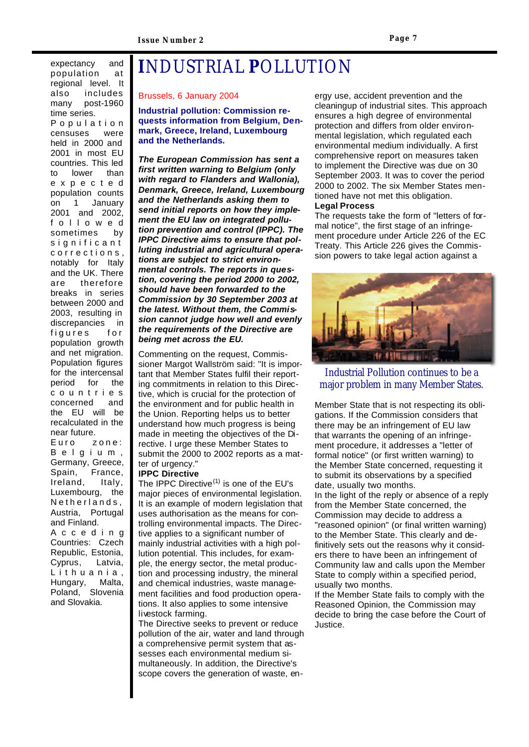expectancy and population at regional level. It also includes many post-1960 time series.

Population censuses were held in 2000 and 2001 in most EU countries. This led to lower than expected population counts on 1 January 2001 and 2002, followed sometimes by significant corrections, notably for Italy and the UK. There are therefore breaks in series between 2000 and 2003, resulting in discrepancies in figures for population growth and net migration. Population figures for the intercensal period for the countries concerned and the EU will be recalculated in the near future.

Euro zone: Belgium, Germany, Greece, Spain, France, Italy, Ireland, Luxembourg, the Netherlands, Austria, Portugal and Finland.

Acceding Countries: Czech Republic, Estonia, Cyprus, Latvia, Lithuania, Hungary, Malta, Poland, Slovenia and Slovakia.

# INDUSTRIAL POLLUTION

Brussels, 6 January 2004

**Industrial pollution: Commission requests information from Belgium, Denmark, Greece, Ireland, Luxembourg and the Netherlands.**

***The European Commission has sent a first written warning to Belgium (only with regard to Flanders and Wallonia), Denmark, Greece, Ireland, Luxembourg and the Netherlands asking them to send initial reports on how they implement the EU law on integrated pollution prevention and control (IPPC). The IPPC Directive aims to ensure that polluting industrial and agricultural operations are subject to strict environmental controls. The reports in question, covering the period 2000 to 2002, should have been forwarded to the Commission by 30 September 2003 at the latest. Without them, the Commission cannot judge how well and evenly the requirements of the Directive are being met across the EU.***

Commenting on the request, Commissioner Margot Wallström said: "It is important that Member States fulfil their reporting commitments in relation to this Directive, which is crucial for the protection of the environment and for public health in the Union. Reporting helps us to better understand how much progress is being made in meeting the objectives of the Directive. I urge these Member States to submit the 2000 to 2002 reports as a matter of urgency."

**IPPC Directive**

The IPPC Directive[1] is one of the EU's major pieces of environmental legislation. It is an example of modern legislation that uses authorisation as the means for controlling environmental impacts. The Directive applies to a significant number of mainly industrial activities with a high pollution potential. This includes, for example, the energy sector, the metal production and processing industry, the mineral and chemical industries, waste management facilities and food production operations. It also applies to some intensive livestock farming.

The Directive seeks to prevent or reduce pollution of the air, water and land through a comprehensive permit system that assesses each environmental medium simultaneously. In addition, the Directive's scope covers the generation of waste, energy use, accident prevention and the cleaningup of industrial sites. This approach ensures a high degree of environmental protection and differs from older environmental legislation, which regulated each environmental medium individually. A first comprehensive report on measures taken to implement the Directive was due on 30 September 2003. It was to cover the period 2000 to 2002. The six Member States mentioned have not met this obligation.

**Legal Process**

The requests take the form of "letters of formal notice", the first stage of an infringement procedure under Article 226 of the EC Treaty. This Article 226 gives the Commission powers to take legal action against a Member State that is not respecting its obligations. If the Commission considers that there may be an infringement of EU law that warrants the opening of an infringement procedure, it addresses a "letter of formal notice" (or first written warning) to the Member State concerned, requesting it to submit its observations by a specified date, usually two months.

Industrial Pollution continues to be a major problem in many Member States.

In the light of the reply or absence of a reply from the Member State concerned, the Commission may decide to address a "reasoned opinion" (or final written warning) to the Member State. This clearly and definitively sets out the reasons why it considers there to have been an infringement of Community law and calls upon the Member State to comply within a specified period, usually two months.

If the Member State fails to comply with the Reasoned Opinion, the Commission may decide to bring the case before the Court of Justice.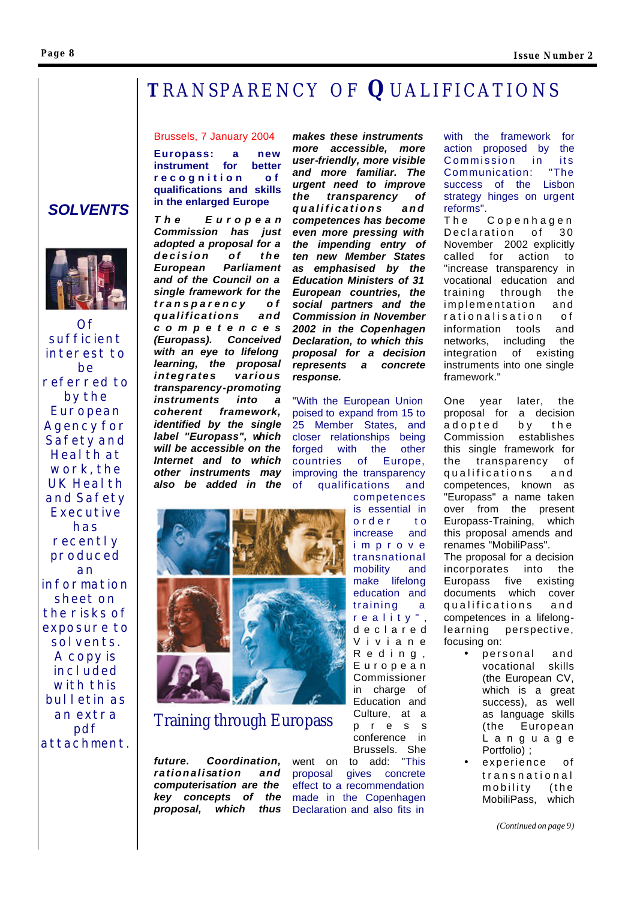# TRANSPARENCY OF QUALIFICATIONS

Brussels, 7 January 2004

**Europass: a new instrument for better recognition of qualifications and skills in the enlarged Europe**

***The European Commission has just adopted a proposal for a decision of the European Parliament and of the Council on a single framework for the transparency of qualifications and competences (Europass). Conceived with an eye to lifelong learning, the proposal integrates various transparency-promoting instruments into a coherent framework, identified by the single label "Europass", which will be accessible on the Internet and to which other instruments may also be added in the future. Coordination, rationalisation and computerisation are the key concepts of the proposal, which thus makes these instruments more accessible, more user-friendly, more visible and more familiar. The urgent need to improve the transparency of qualifications and competences has become even more pressing with the impending entry of the ten new Member States as emphasised by the Education Ministers of 31 European countries, the social partners and the Commission in November 2002 in the Copenhagen Declaration, to which this proposal for a decision represents a concrete response.***

"With the European Union poised to expand from 15 to 25 Member States, and closer relationships being forged with the other countries of Europe, improving the transparency of qualifications and competences is essential in order to increase and improve transnational mobility and make lifelong education and training a reality", declared Viviane Reding, European Commissioner in charge of Education and Culture, at a press conference in Brussels. She went on to add: "This proposal gives concrete effect to a recommendation made in the Copenhagen Declaration and also fits in with the framework for action proposed by the Commission in its Communication: "The success of the Lisbon strategy hinges on urgent reforms".

Training through Europass

The Copenhagen Declaration of 30 November 2002 explicitly called for action to "increase transparency in vocational education and training through the implementation and rationalisation of information tools and networks, including the integration of existing instruments into one single framework."

One year later, the proposal for a decision adopted by the Commission establishes this single framework for the transparency of qualifications and competences, known as "Europass" a name taken over from the present Europass-Training, which this proposal amends and renames "MobiliPass".

The proposal for a decision incorporates into the Europass five existing documents which cover qualifications and competences in a lifelong-learning perspective, focusing on:

- personal and vocational skills (the European CV, which is a great success), as well as language skills (the European Language Portfolio) ;
- experience of transnational mobility (the MobiliPass, which

*(Continued on page 9)*

---

## SOLVENTS

Of sufficient interest to be referred to by the European Agency for Safety and Health at work, the UK Health and Safety Executive has recently produced an information sheet on the risks of exposure to solvents. A copy is included with this bulletin as an extra pdf attachment.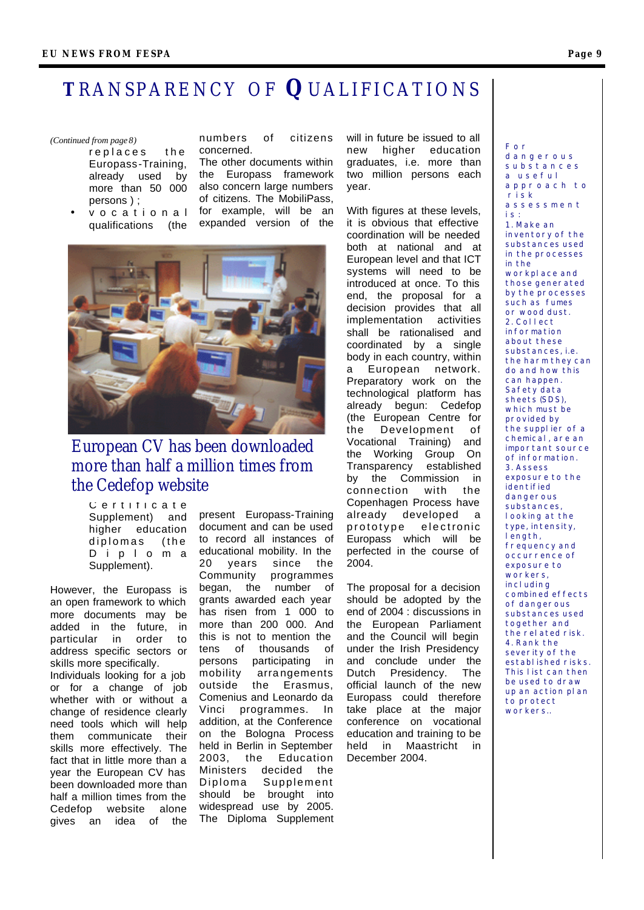# TRANSPARENCY OF QUALIFICATIONS

*(Continued from page 8)*

replaces the Europass-Training, already used by more than 50 000 persons ) ;

- vocational qualifications (the Certificate Supplement) and higher education diplomas (the Diploma Supplement).

However, the Europass is an open framework to which more documents may be added in the future, in particular in order to address specific sectors or skills more specifically.

Individuals looking for a job or for a change of job whether with or without a change of residence clearly need tools which will help them communicate their skills more effectively. The fact that in little more than a year the European CV has been downloaded more than half a million times from the Cedefop website alone gives an idea of the numbers of citizens concerned.

The other documents within the Europass framework also concern large numbers of citizens. The MobiliPass, for example, will be an expanded version of the present Europass-Training document and can be used to record all instances of educational mobility. In the 20 years since the Community programmes began, the number of grants awarded each year has risen from 1 000 to more than 200 000. And this is not to mention the tens of thousands of persons participating in mobility arrangements outside the Erasmus, Comenius and Leonardo da Vinci programmes. In addition, at the Conference on the Bologna Process held in Berlin in September 2003, the Education Ministers decided the Diploma Supplement should be brought into widespread use by 2005. The Diploma Supplement will in future be issued to all new higher education graduates, i.e. more than two million persons each year.

European CV has been downloaded more than half a million times from the Cedefop website

With figures at these levels, it is obvious that effective coordination will be needed both at national and at European level and that ICT systems will need to be introduced at once. To this end, the proposal for a decision provides that all implementation activities shall be rationalised and coordinated by a single body in each country, within a European network. Preparatory work on the technological platform has already begun: Cedefop (the European Centre for the Development of Vocational Training) and the Working Group On Transparency established by the Commission in connection with the Copenhagen Process have already developed a prototype electronic Europass which will be perfected in the course of 2004.

The proposal for a decision should be adopted by the end of 2004 : discussions in the European Parliament and the Council will begin under the Irish Presidency and conclude under the Dutch Presidency. The official launch of the new Europass could therefore take place at the major conference on vocational education and training to be held in Maastricht in December 2004.

For dangerous substances a useful approach to risk assessment is:

1. Make an inventory of the substances used in the processes in the workplace and those generated by the processes such as fumes or wood dust.
2. Collect information about these substances, i.e. the harm they can do and how this can happen. Safety data sheets (SDS), which must be provided by the supplier of a chemical, are an important source of information.
3. Assess exposure to the identified dangerous substances, looking at the type, intensity, length, frequency and occurrence of exposure to workers, including combined effects of dangerous substances used together and the related risk.
4. Rank the severity of the established risks.

This list can then be used to draw up an action plan to protect workers..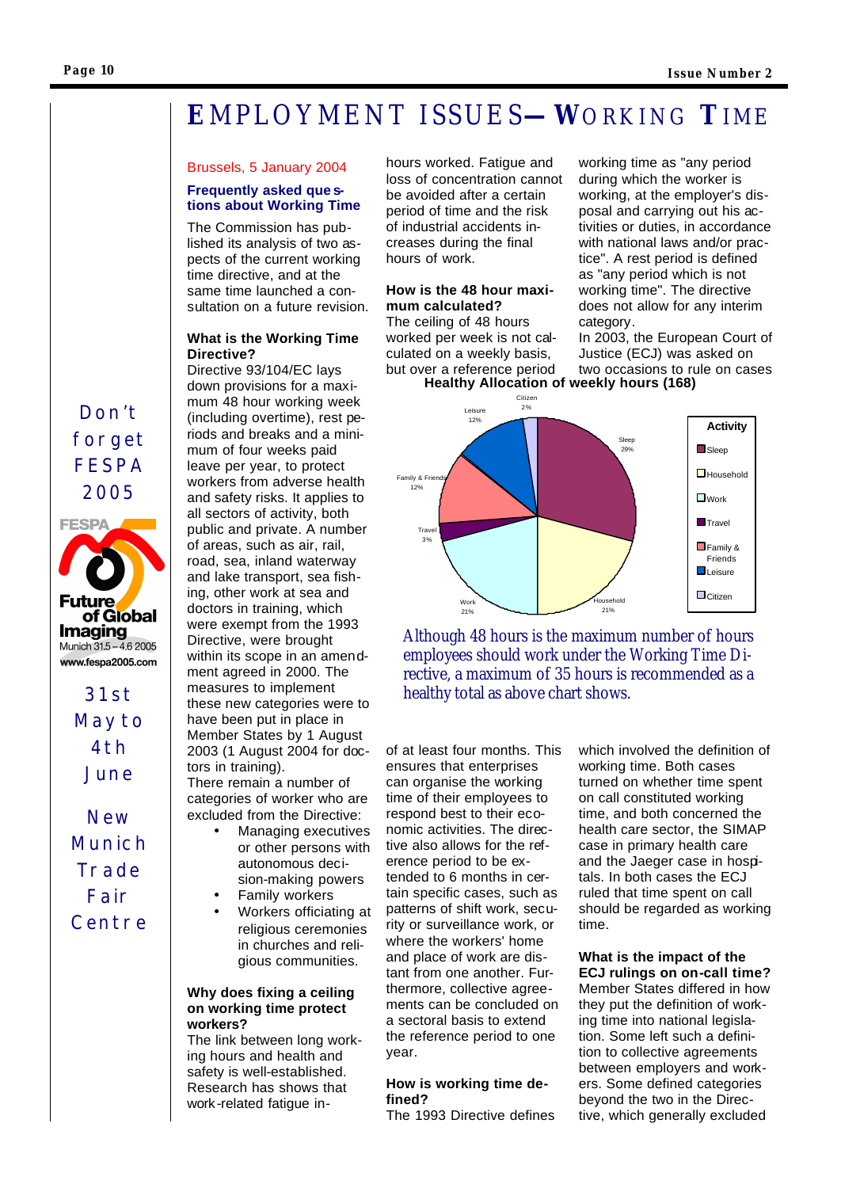# EMPLOYMENT ISSUES—WORKING TIME

Brussels, 5 January 2004

### Frequently asked questions about Working Time

The Commission has published its analysis of two aspects of the current working time directive, and at the same time launched a consultation on a future revision.

**What is the Working Time Directive?**

Directive 93/104/EC lays down provisions for a maximum 48 hour working week (including overtime), rest periods and breaks and a minimum of four weeks paid leave per year, to protect workers from adverse health and safety risks. It applies to all sectors of activity, both public and private. A number of areas, such as air, rail, road, sea, inland waterway and lake transport, sea fishing, other work at sea and doctors in training, which were exempt from the 1993 Directive, were brought within its scope in an amendment agreed in 2000. The measures to implement these new categories were to have been put in place in Member States by 1 August 2003 (1 August 2004 for doctors in training).

There remain a number of categories of worker who are excluded from the Directive:

- Managing executives or other persons with autonomous decision-making powers
- Family workers
- Workers officiating at religious ceremonies in churches and religious communities.

**Why does fixing a ceiling on working time protect workers?**

The link between long working hours and health and safety is well-established. Research has shows that work-related fatigue increases with the number of hours worked. Fatigue and loss of concentration cannot be avoided after a certain period of time and the risk of industrial accidents increases during the final hours of work.

**How is the 48 hour maximum calculated?**

The ceiling of 48 hours worked per week is not calculated on a weekly basis, but over a reference period of at least four months. This ensures that enterprises can organise the working time of their employees to respond best to their economic activities. The directive also allows for the reference period to be extended to 6 months in certain specific cases, such as patterns of shift work, security or surveillance work, or where the workers' home and place of work are distant from one another. Furthermore, collective agreements can be concluded on a sectoral basis to extend the reference period to one year.

**How is working time defined?**

The 1993 Directive defines working time as "any period during which the worker is working, at the employer's disposal and carrying out his activities or duties, in accordance with national laws and/or practice". A rest period is defined as "any period which is not working time". The directive does not allow for any interim category.

In 2003, the European Court of Justice (ECJ) was asked on two occasions to rule on cases which involved the definition of working time. Both cases turned on whether time spent on call constituted working time, and both concerned the health care sector, the SIMAP case in primary health care and the Jaeger case in hospitals. In both cases the ECJ ruled that time spent on call should be regarded as working time.

**Healthy Allocation of weekly hours (168)**

| Activity | Share |
|---|---|
| Sleep | 29% |
| Household | 21% |
| Work | 21% |
| Travel | 3% |
| Family & Friends | 12% |
| Leisure | 12% |
| Citizen | 2% |

*Although 48 hours is the maximum number of hours employees should work under the Working Time Directive, a maximum of 35 hours is recommended as a healthy total as above chart shows.*

**What is the impact of the ECJ rulings on on-call time?**

Member States differed in how they put the definition of working time into national legislation. Some left such a definition to collective agreements between employers and workers. Some defined categories beyond the two in the Directive, which generally excluded

Don't forget FESPA 2005

FESPA Future of Global Imaging
Munich 31.5 – 4.6 2005
www.fespa2005.com

31st May to 4th June

New Munich Trade Fair Centre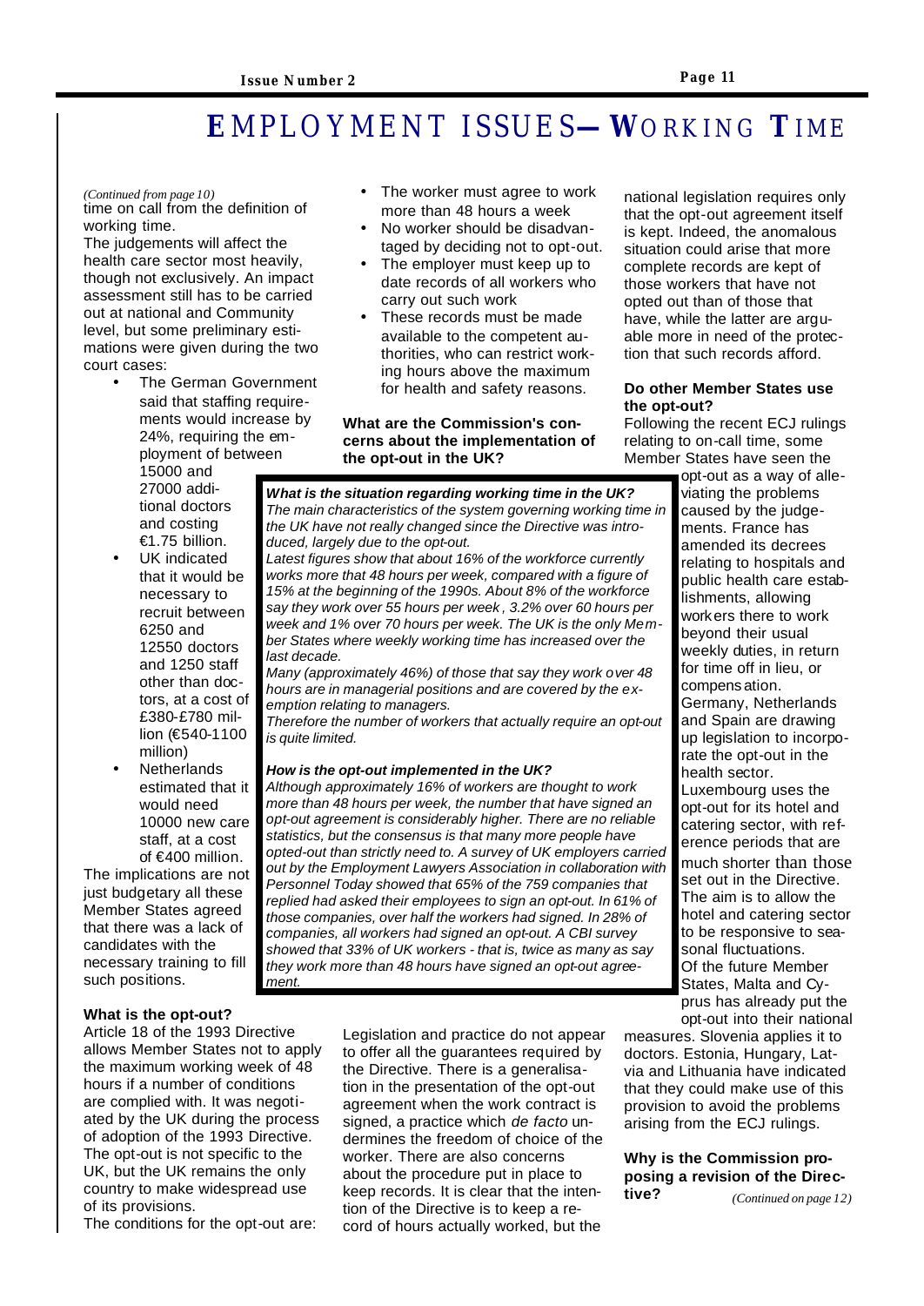# EMPLOYMENT ISSUES—WORKING TIME

*(Continued from page 10)*

time on call from the definition of working time.

The judgements will affect the health care sector most heavily, though not exclusively. An impact assessment still has to be carried out at national and Community level, but some preliminary estimations were given during the two court cases:

- The German Government said that staffing requirements would increase by 24%, requiring the employment of between 15000 and 27000 additional doctors and costing €1.75 billion.
- UK indicated that it would be necessary to recruit between 6250 and 12550 doctors and 1250 staff other than doctors, at a cost of £380-£780 million (€540-1100 million)
- Netherlands estimated that it would need 10000 new care staff, at a cost of €400 million.

The implications are not just budgetary all these Member States agreed that there was a lack of candidates with the necessary training to fill such positions.

### What is the opt-out?

Article 18 of the 1993 Directive allows Member States not to apply the maximum working week of 48 hours if a number of conditions are complied with. It was negotiated by the UK during the process of adoption of the 1993 Directive. The opt-out is not specific to the UK, but the UK remains the only country to make widespread use of its provisions.

The conditions for the opt-out are:

- The worker must agree to work more than 48 hours a week
- No worker should be disadvantaged by deciding not to opt-out.
- The employer must keep up to date records of all workers who carry out such work
- These records must be made available to the competent authorities, who can restrict working hours above the maximum for health and safety reasons.

### What are the Commission's concerns about the implementation of the opt-out in the UK?

Legislation and practice do not appear to offer all the guarantees required by the Directive. There is a generalisation in the presentation of the opt-out agreement when the work contract is signed, a practice which *de facto* undermines the freedom of choice of the worker. There are also concerns about the procedure put in place to keep records. It is clear that the intention of the Directive is to keep a record of hours actually worked, but the national legislation requires only that the opt-out agreement itself is kept. Indeed, the anomalous situation could arise that more complete records are kept of those workers that have not opted out than of those that have, while the latter are arguable more in need of the protection that such records afford.

> ***What is the situation regarding working time in the UK?***
>
> *The main characteristics of the system governing working time in the UK have not really changed since the Directive was introduced, largely due to the opt-out.*
>
> *Latest figures show that about 16% of the workforce currently works more that 48 hours per week, compared with a figure of 15% at the beginning of the 1990s. About 8% of the workforce say they work over 55 hours per week, 3.2% over 60 hours per week and 1% over 70 hours per week. The UK is the only Member States where weekly working time has increased over the last decade.*
>
> *Many (approximately 46%) of those that say they work over 48 hours are in managerial positions and are covered by the exemption relating to managers.*
>
> *Therefore the number of workers that actually require an opt-out is quite limited.*
>
> ***How is the opt-out implemented in the UK?***
>
> *Although approximately 16% of workers are thought to work more than 48 hours per week, the number that have signed an opt-out agreement is considerably higher. There are no reliable statistics, but the consensus is that many more people have opted-out than strictly need to. A survey of UK employers carried out by the Employment Lawyers Association in collaboration with Personnel Today showed that 65% of the 759 companies that replied had asked their employees to sign an opt-out. In 61% of those companies, over half the workers had signed. In 28% of companies, all workers had signed an opt-out. A CBI survey showed that 33% of UK workers - that is, twice as many as say they work more than 48 hours have signed an opt-out agreement.*

### Do other Member States use the opt-out?

Following the recent ECJ rulings relating to on-call time, some Member States have seen the opt-out as a way of alleviating the problems caused by the judgements. France has amended its decrees relating to hospitals and public health care establishments, allowing workers there to work beyond their usual weekly duties, in return for time off in lieu, or compensation.

Germany, Netherlands and Spain are drawing up legislation to incorporate the opt-out in the health sector.

Luxembourg uses the opt-out for its hotel and catering sector, with reference periods that are much shorter than those set out in the Directive. The aim is to allow the hotel and catering sector to be responsive to seasonal fluctuations.

Of the future Member States, Malta and Cyprus has already put the opt-out into their national measures. Slovenia applies it to doctors. Estonia, Hungary, Latvia and Lithuania have indicated that they could make use of this provision to avoid the problems arising from the ECJ rulings.

### Why is the Commission proposing a revision of the Directive?

*(Continued on page 12)*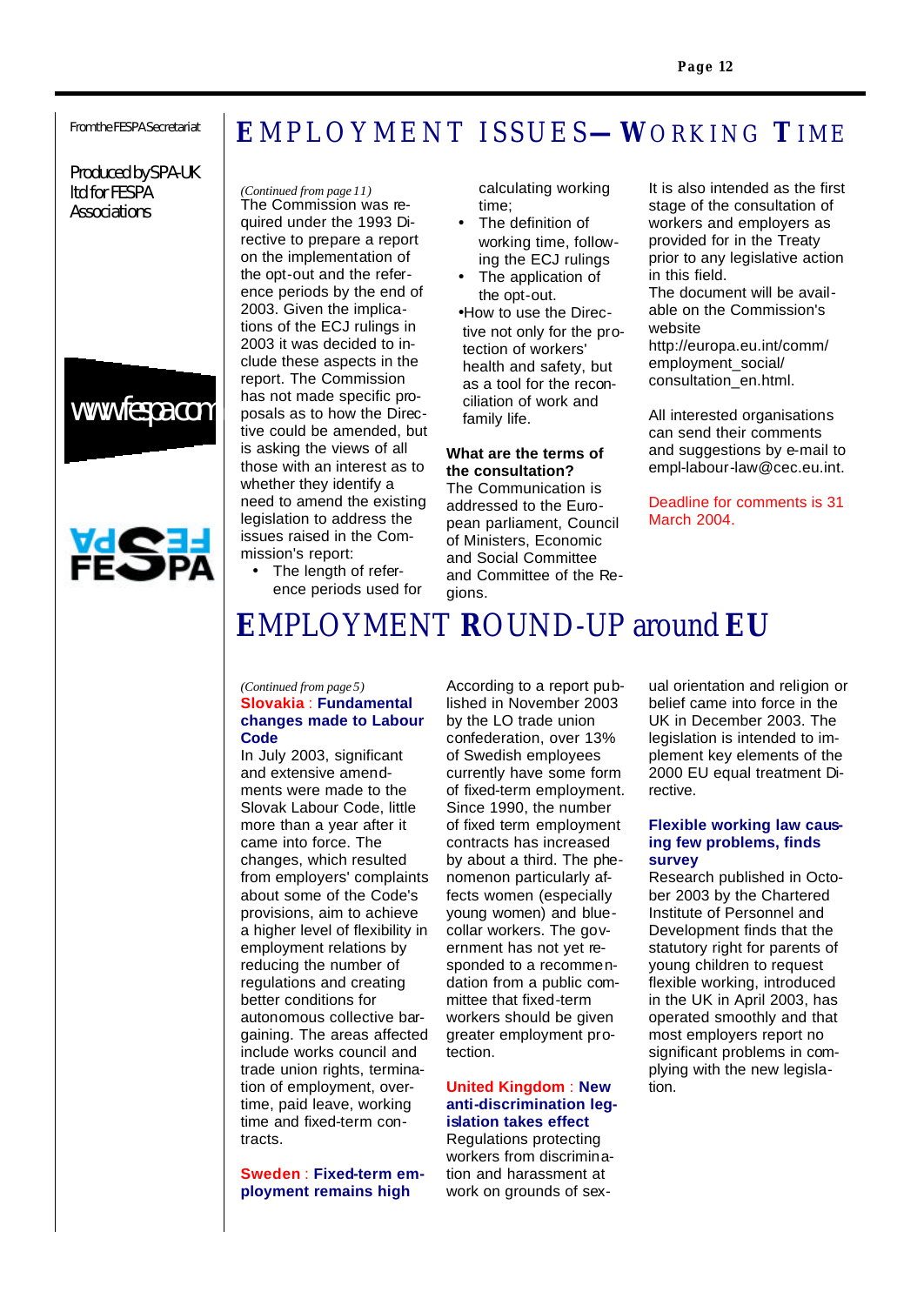From the FESPA Secretariat

Produced by SPA-UK ltd for FESPA Associations

www.fespa.com

# EMPLOYMENT ISSUES—WORKING TIME

*(Continued from page 11)*

The Commission was required under the 1993 Directive to prepare a report on the implementation of the opt-out and the reference periods by the end of 2003. Given the implications of the ECJ rulings in 2003 it was decided to include these aspects in the report. The Commission has not made specific proposals as to how the Directive could be amended, but is asking the views of all those with an interest as to whether they identify a need to amend the existing legislation to address the issues raised in the Commission's report:

- The length of reference periods used for calculating working time;
- The definition of working time, following the ECJ rulings
- The application of the opt-out.
- How to use the Directive not only for the protection of workers' health and safety, but as a tool for the reconciliation of work and family life.

**What are the terms of the consultation?**

The Communication is addressed to the European parliament, Council of Ministers, Economic and Social Committee and Committee of the Regions.

It is also intended as the first stage of the consultation of workers and employers as provided for in the Treaty prior to any legislative action in this field.

The document will be available on the Commission's website http://europa.eu.int/comm/employment_social/consultation_en.html.

All interested organisations can send their comments and suggestions by e-mail to empl-labour-law@cec.eu.int.

Deadline for comments is 31 March 2004.

# EMPLOYMENT ROUND-UP around EU

*(Continued from page 5)*

**Slovakia : Fundamental changes made to Labour Code**

In July 2003, significant and extensive amendments were made to the Slovak Labour Code, little more than a year after it came into force. The changes, which resulted from employers' complaints about some of the Code's provisions, aim to achieve a higher level of flexibility in employment relations by reducing the number of regulations and creating better conditions for autonomous collective bargaining. The areas affected include works council and trade union rights, termination of employment, overtime, paid leave, working time and fixed-term contracts.

**Sweden : Fixed-term employment remains high**

According to a report published in November 2003 by the LO trade union confederation, over 13% of Swedish employees currently have some form of fixed-term employment. Since 1990, the number of fixed term employment contracts has increased by about a third. The phenomenon particularly affects women (especially young women) and blue-collar workers. The government has not yet responded to a recommendation from a public committee that fixed-term workers should be given greater employment protection.

**United Kingdom : New anti-discrimination legislation takes effect**

Regulations protecting workers from discrimination and harassment at work on grounds of sexual orientation and religion or belief came into force in the UK in December 2003. The legislation is intended to implement key elements of the 2000 EU equal treatment Directive.

**Flexible working law causing few problems, finds survey**

Research published in October 2003 by the Chartered Institute of Personnel and Development finds that the statutory right for parents of young children to request flexible working, introduced in the UK in April 2003, has operated smoothly and that most employers report no significant problems in complying with the new legislation.